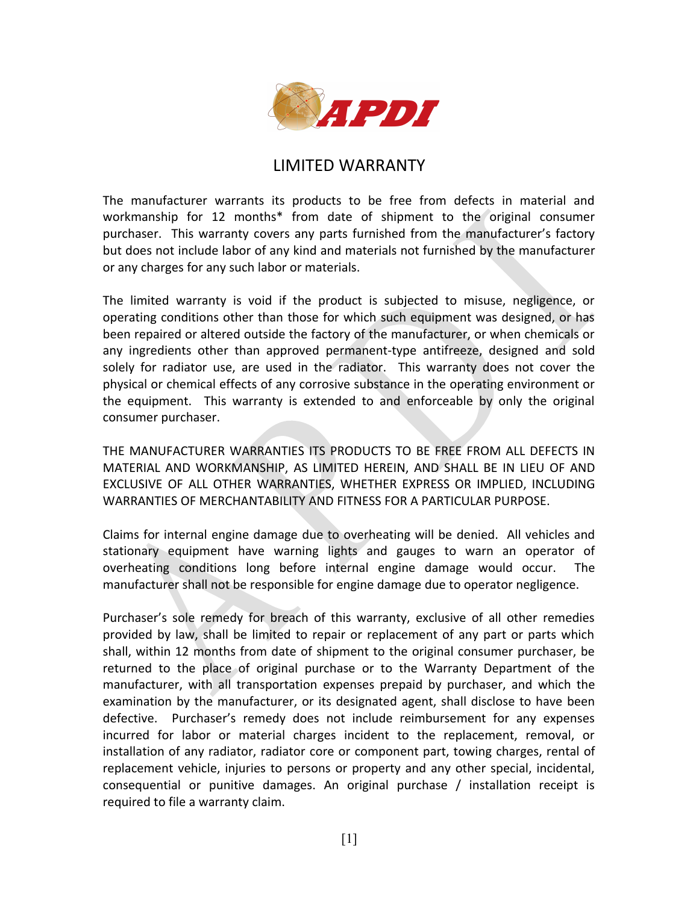# LIMITED WARRANTY

The manufacturer warrants its products to be free from defects in material and workmanship for 12 months* from date of shipment to the original consumer purchaser. This warranty covers any parts furnished from the manufacturer's factory but does not include labor of any kind and materials not furnished by the manufacturer or any charges for any such labor or materials.

The limited warranty is void if the product is subjected to misuse, negligence, or operating conditions other than those for which such equipment was designed, or has been repaired or altered outside the factory of the manufacturer, or when chemicals or any ingredients other than approved permanent-type antifreeze, designed and sold solely for radiator use, are used in the radiator. This warranty does not cover the physical or chemical effects of any corrosive substance in the operating environment or the equipment. This warranty is extended to and enforceable by only the original consumer purchaser.

THE MANUFACTURER WARRANTIES ITS PRODUCTS TO BE FREE FROM ALL DEFECTS IN MATERIAL AND WORKMANSHIP, AS LIMITED HEREIN, AND SHALL BE IN LIEU OF AND EXCLUSIVE OF ALL OTHER WARRANTIES, WHETHER EXPRESS OR IMPLIED, INCLUDING WARRANTIES OF MERCHANTABILITY AND FITNESS FOR A PARTICULAR PURPOSE.

Claims for internal engine damage due to overheating will be denied. All vehicles and stationary equipment have warning lights and gauges to warn an operator of overheating conditions long before internal engine damage would occur. The manufacturer shall not be responsible for engine damage due to operator negligence.

Purchaser's sole remedy for breach of this warranty, exclusive of all other remedies provided by law, shall be limited to repair or replacement of any part or parts which shall, within 12 months from date of shipment to the original consumer purchaser, be returned to the place of original purchase or to the Warranty Department of the manufacturer, with all transportation expenses prepaid by purchaser, and which the examination by the manufacturer, or its designated agent, shall disclose to have been defective. Purchaser's remedy does not include reimbursement for any expenses incurred for labor or material charges incident to the replacement, removal, or installation of any radiator, radiator core or component part, towing charges, rental of replacement vehicle, injuries to persons or property and any other special, incidental, consequential or punitive damages. An original purchase / installation receipt is required to file a warranty claim.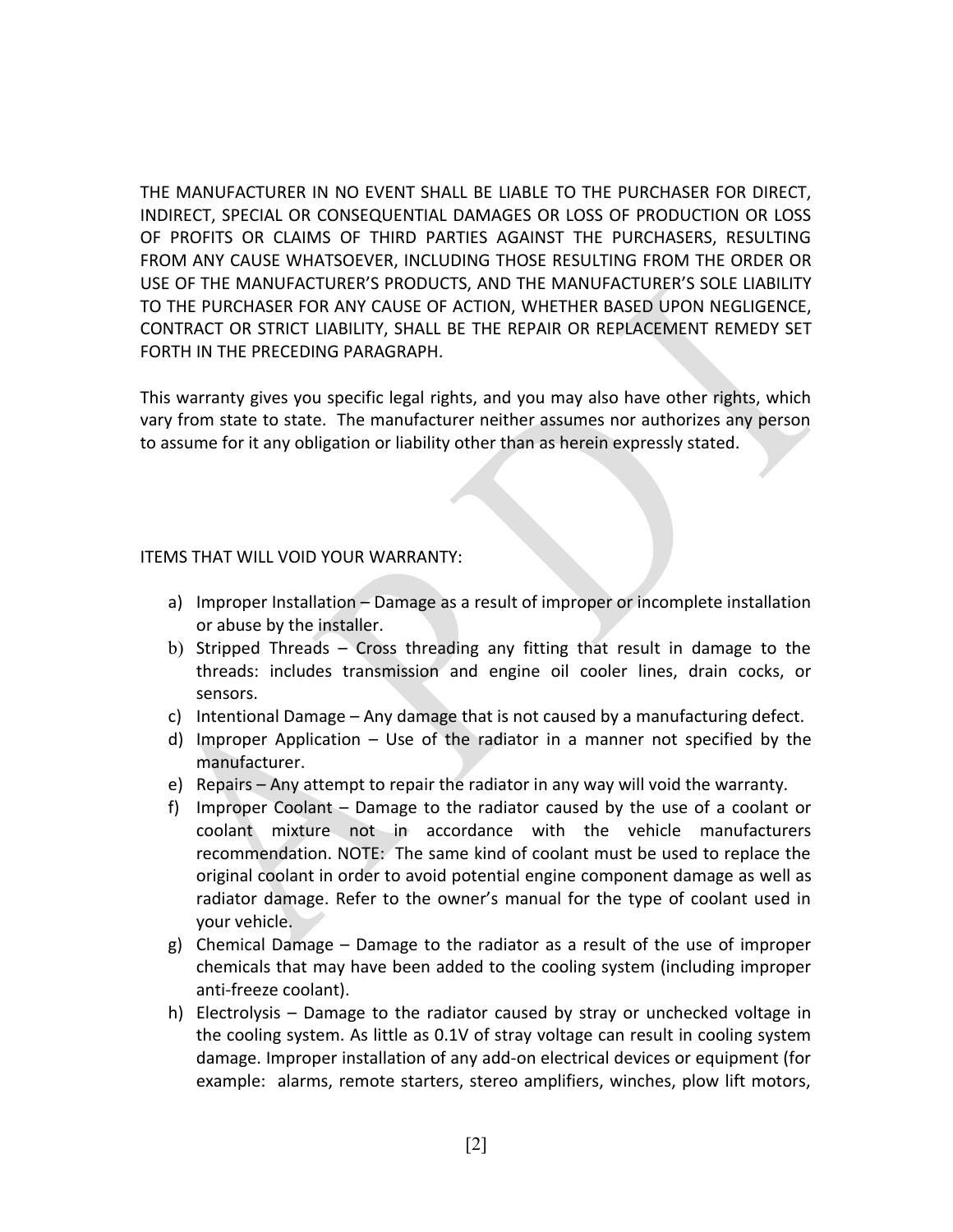THE MANUFACTURER IN NO EVENT SHALL BE LIABLE TO THE PURCHASER FOR DIRECT, INDIRECT, SPECIAL OR CONSEQUENTIAL DAMAGES OR LOSS OF PRODUCTION OR LOSS OF PROFITS OR CLAIMS OF THIRD PARTIES AGAINST THE PURCHASERS, RESULTING FROM ANY CAUSE WHATSOEVER, INCLUDING THOSE RESULTING FROM THE ORDER OR USE OF THE MANUFACTURER'S PRODUCTS, AND THE MANUFACTURER'S SOLE LIABILITY TO THE PURCHASER FOR ANY CAUSE OF ACTION, WHETHER BASED UPON NEGLIGENCE, CONTRACT OR STRICT LIABILITY, SHALL BE THE REPAIR OR REPLACEMENT REMEDY SET FORTH IN THE PRECEDING PARAGRAPH.

This warranty gives you specific legal rights, and you may also have other rights, which vary from state to state. The manufacturer neither assumes nor authorizes any person to assume for it any obligation or liability other than as herein expressly stated.

ITEMS THAT WILL VOID YOUR WARRANTY:

a) Improper Installation – Damage as a result of improper or incomplete installation or abuse by the installer.
b) Stripped Threads – Cross threading any fitting that result in damage to the threads: includes transmission and engine oil cooler lines, drain cocks, or sensors.
c) Intentional Damage – Any damage that is not caused by a manufacturing defect.
d) Improper Application – Use of the radiator in a manner not specified by the manufacturer.
e) Repairs – Any attempt to repair the radiator in any way will void the warranty.
f) Improper Coolant – Damage to the radiator caused by the use of a coolant or coolant mixture not in accordance with the vehicle manufacturers recommendation. NOTE: The same kind of coolant must be used to replace the original coolant in order to avoid potential engine component damage as well as radiator damage. Refer to the owner's manual for the type of coolant used in your vehicle.
g) Chemical Damage – Damage to the radiator as a result of the use of improper chemicals that may have been added to the cooling system (including improper anti-freeze coolant).
h) Electrolysis – Damage to the radiator caused by stray or unchecked voltage in the cooling system. As little as 0.1V of stray voltage can result in cooling system damage. Improper installation of any add-on electrical devices or equipment (for example: alarms, remote starters, stereo amplifiers, winches, plow lift motors,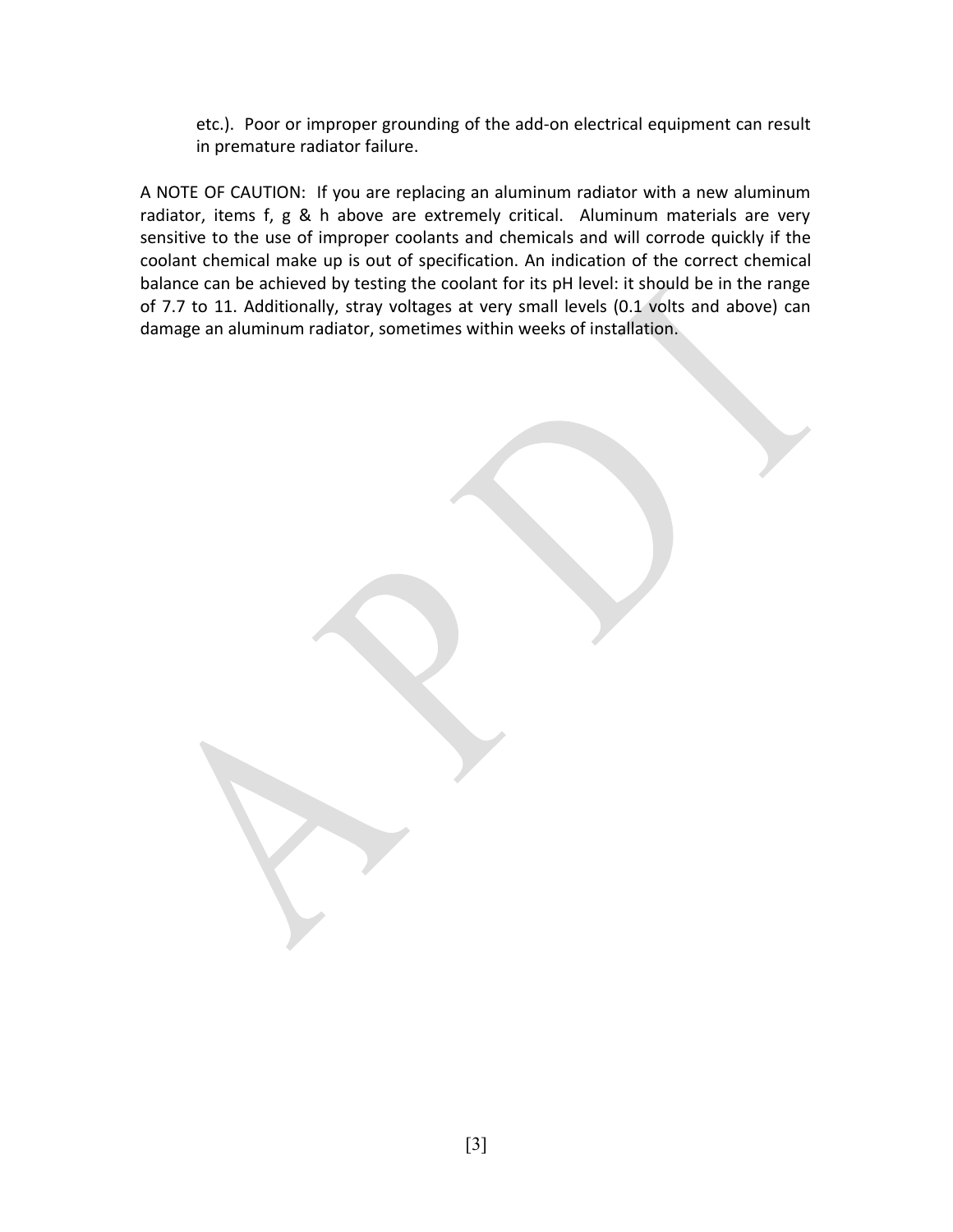etc.). Poor or improper grounding of the add-on electrical equipment can result in premature radiator failure.

A NOTE OF CAUTION: If you are replacing an aluminum radiator with a new aluminum radiator, items f, g & h above are extremely critical. Aluminum materials are very sensitive to the use of improper coolants and chemicals and will corrode quickly if the coolant chemical make up is out of specification. An indication of the correct chemical balance can be achieved by testing the coolant for its pH level: it should be in the range of 7.7 to 11. Additionally, stray voltages at very small levels (0.1 volts and above) can damage an aluminum radiator, sometimes within weeks of installation.